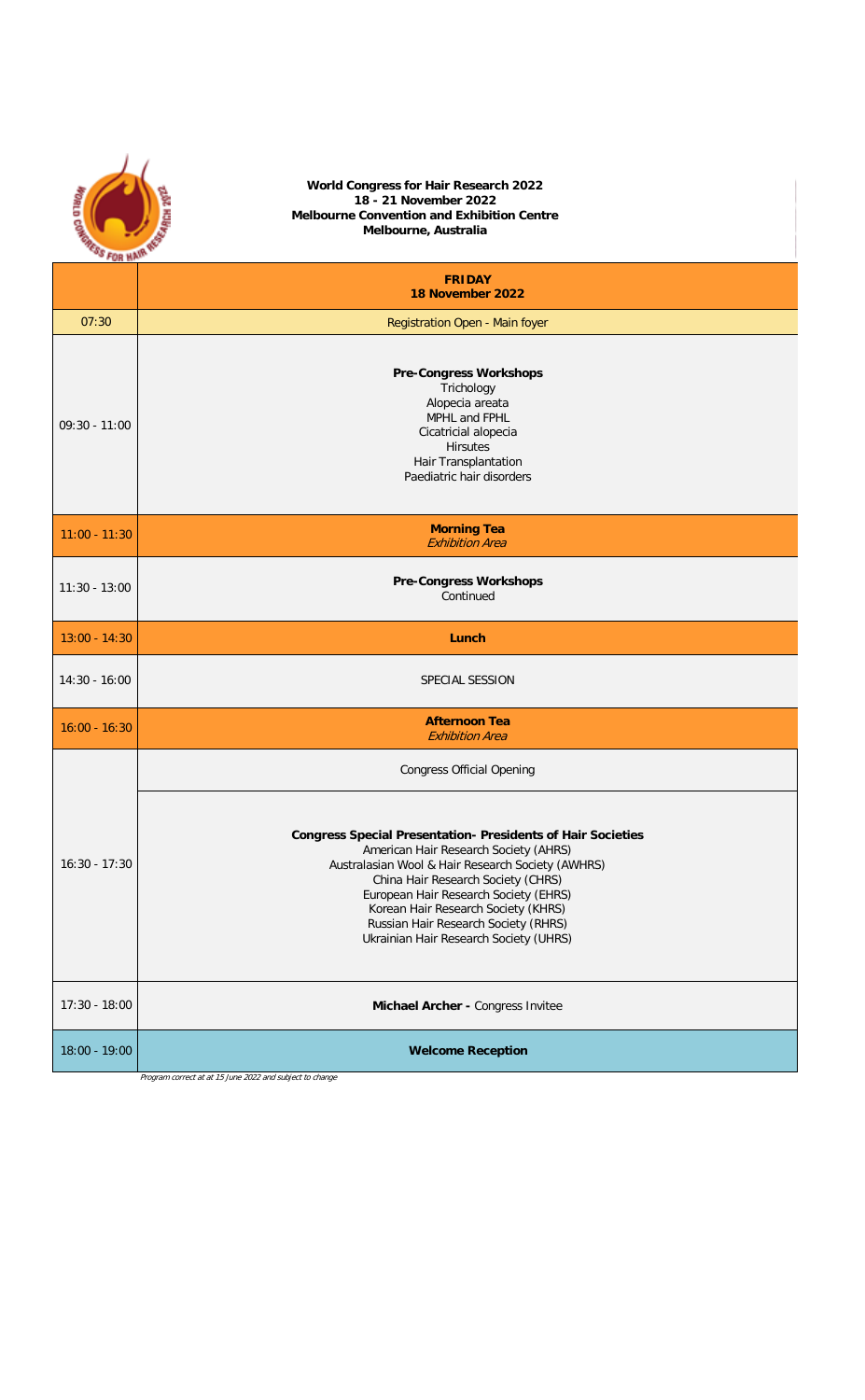**World Congress for Hair Research 2022**
**18 - 21 November 2022**
**Melbourne Convention and Exhibition Centre**
**Melbourne, Australia**

| | **FRIDAY 18 November 2022** |
|---|---|
| 07:30 | Registration Open - Main foyer |
| 09:30 - 11:00 | **Pre-Congress Workshops**<br>Trichology<br>Alopecia areata<br>MPHL and FPHL<br>Cicatricial alopecia<br>Hirsutes<br>Hair Transplantation<br>Paediatric hair disorders |
| 11:00 - 11:30 | **Morning Tea**<br>*Exhibition Area* |
| 11:30 - 13:00 | **Pre-Congress Workshops**<br>Continued |
| 13:00 - 14:30 | **Lunch** |
| 14:30 - 16:00 | SPECIAL SESSION |
| 16:00 - 16:30 | **Afternoon Tea**<br>*Exhibition Area* |
| 16:30 - 17:30 | Congress Official Opening |
| | **Congress Special Presentation- Presidents of Hair Societies**<br>American Hair Research Society (AHRS)<br>Australasian Wool & Hair Research Society (AWHRS)<br>China Hair Research Society (CHRS)<br>European Hair Research Society (EHRS)<br>Korean Hair Research Society (KHRS)<br>Russian Hair Research Society (RHRS)<br>Ukrainian Hair Research Society (UHRS) |
| 17:30 - 18:00 | **Michael Archer -** Congress Invitee |
| 18:00 - 19:00 | **Welcome Reception** |

*Program correct at at 15 June 2022 and subject to change*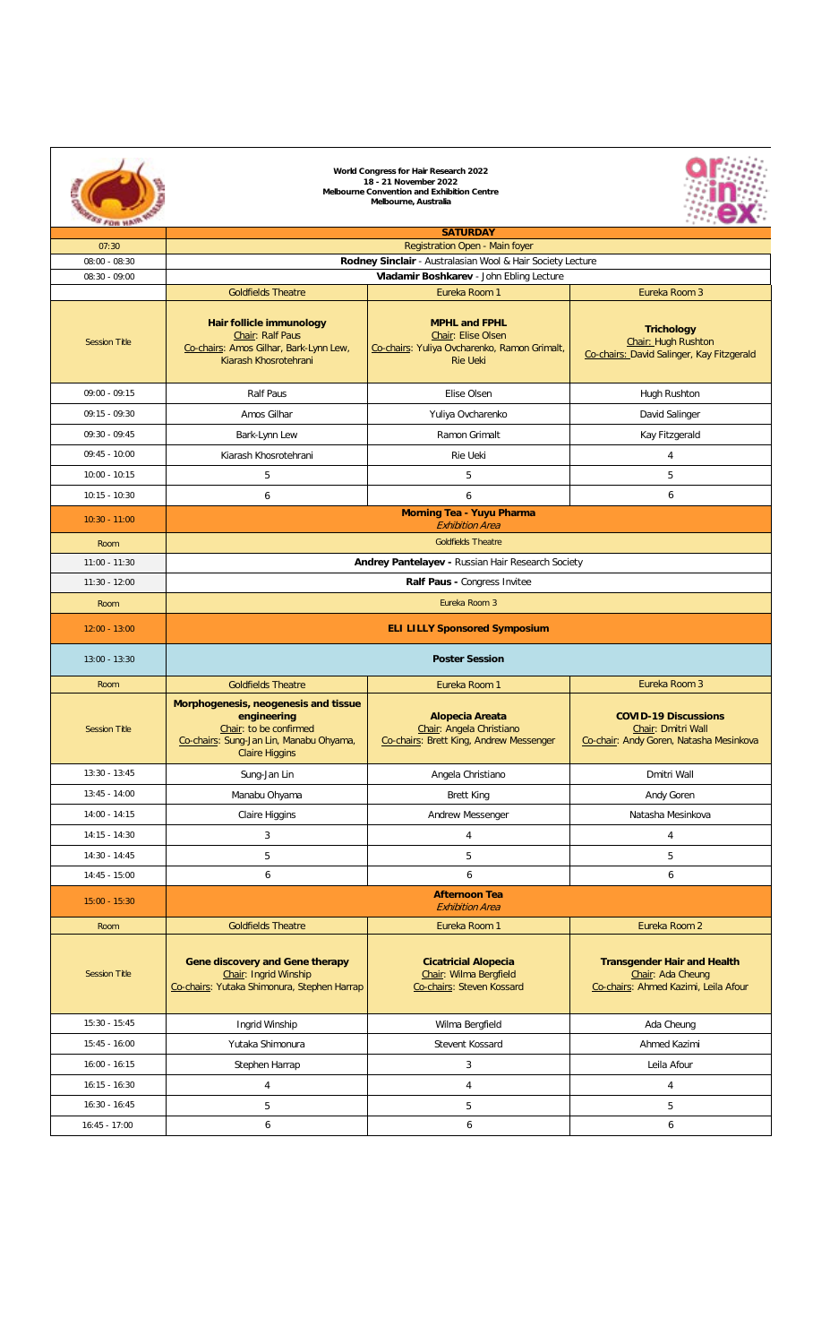**World Congress for Hair Research 2022**
**18 - 21 November 2022**
**Melbourne Convention and Exhibition Centre**
**Melbourne, Australia**

| | **SATURDAY** | | |
|---|---|---|---|
| 07:30 | Registration Open - Main foyer | | |
| 08:00 - 08:30 | **Rodney Sinclair** - Australasian Wool & Hair Society Lecture | | |
| 08:30 - 09:00 | **Vladamir Boshkarev** - John Ebling Lecture | | |
| | Goldfields Theatre | Eureka Room 1 | Eureka Room 3 |
| Session Title | **Hair follicle immunology** Chair: Ralf Paus Co-chairs: Amos Gilhar, Bark-Lynn Lew, Kiarash Khosrotehrani | **MPHL and FPHL** Chair: Elise Olsen Co-chairs: Yuliya Ovcharenko, Ramon Grimalt, Rie Ueki | **Trichology** Chair: Hugh Rushton Co-chairs: David Salinger, Kay Fitzgerald |
| 09:00 - 09:15 | Ralf Paus | Elise Olsen | Hugh Rushton |
| 09:15 - 09:30 | Amos Gilhar | Yuliya Ovcharenko | David Salinger |
| 09:30 - 09:45 | Bark-Lynn Lew | Ramon Grimalt | Kay Fitzgerald |
| 09:45 - 10:00 | Kiarash Khosrotehrani | Rie Ueki | 4 |
| 10:00 - 10:15 | 5 | 5 | 5 |
| 10:15 - 10:30 | 6 | 6 | 6 |
| 10:30 - 11:00 | **Morning Tea - Yuyu Pharma** *Exhibition Area* | | |
| Room | Goldfields Theatre | | |
| 11:00 - 11:30 | **Andrey Pantelayev** - Russian Hair Research Society | | |
| 11:30 - 12:00 | **Ralf Paus** - Congress Invitee | | |
| Room | Eureka Room 3 | | |
| 12:00 - 13:00 | **ELI LILLY Sponsored Symposium** | | |
| 13:00 - 13:30 | **Poster Session** | | |
| Room | Goldfields Theatre | Eureka Room 1 | Eureka Room 3 |
| Session Title | **Morphogenesis, neogenesis and tissue engineering** Chair: to be confirmed Co-chairs: Sung-Jan Lin, Manabu Ohyama, Claire Higgins | **Alopecia Areata** Chair: Angela Christiano Co-chairs: Brett King, Andrew Messenger | **COVID-19 Discussions** Chair: Dmitri Wall Co-chair: Andy Goren, Natasha Mesinkova |
| 13:30 - 13:45 | Sung-Jan Lin | Angela Christiano | Dmitri Wall |
| 13:45 - 14:00 | Manabu Ohyama | Brett King | Andy Goren |
| 14:00 - 14:15 | Claire Higgins | Andrew Messenger | Natasha Mesinkova |
| 14:15 - 14:30 | 3 | 4 | 4 |
| 14:30 - 14:45 | 5 | 5 | 5 |
| 14:45 - 15:00 | 6 | 6 | 6 |
| 15:00 - 15:30 | **Afternoon Tea** *Exhibition Area* | | |
| Room | Goldfields Theatre | Eureka Room 1 | Eureka Room 2 |
| Session Title | **Gene discovery and Gene therapy** Chair: Ingrid Winship Co-chairs: Yutaka Shimonura, Stephen Harrap | **Cicatricial Alopecia** Chair: Wilma Bergfield Co-chairs: Steven Kossard | **Transgender Hair and Health** Chair: Ada Cheung Co-chairs: Ahmed Kazimi, Leila Afour |
| 15:30 - 15:45 | Ingrid Winship | Wilma Bergfield | Ada Cheung |
| 15:45 - 16:00 | Yutaka Shimonura | Stevent Kossard | Ahmed Kazimi |
| 16:00 - 16:15 | Stephen Harrap | 3 | Leila Afour |
| 16:15 - 16:30 | 4 | 4 | 4 |
| 16:30 - 16:45 | 5 | 5 | 5 |
| 16:45 - 17:00 | 6 | 6 | 6 |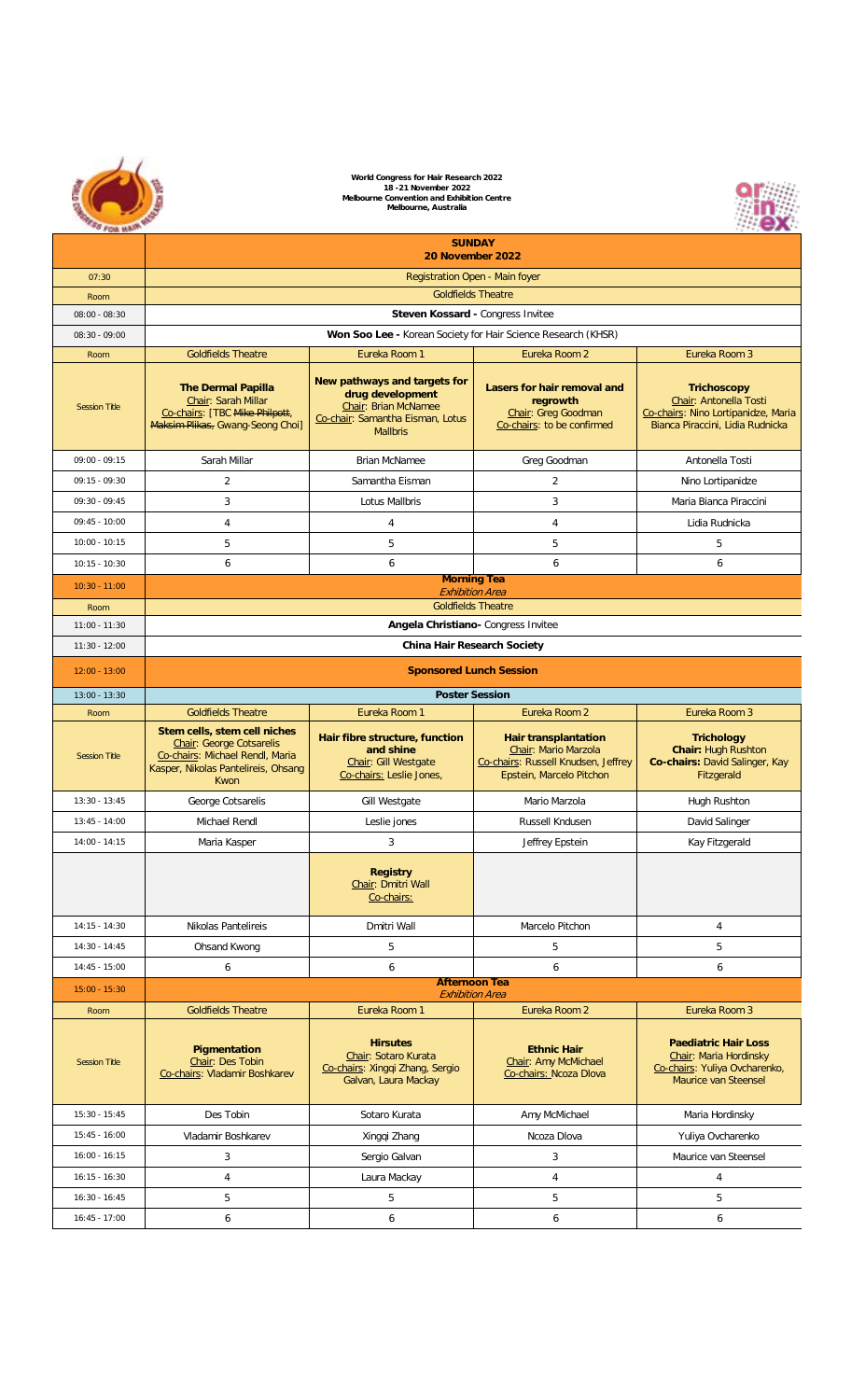**World Congress for Hair Research 2022**
**18 -21 November 2022**
**Melbourne Convention and Exhibition Centre**
**Melbourne, Australia**

| | **SUNDAY 20 November 2022** | | | |
|---|---|---|---|---|
| 07:30 | Registration Open - Main foyer | | | |
| Room | Goldfields Theatre | | | |
| 08:00 - 08:30 | **Steven Kossard -** Congress Invitee | | | |
| 08:30 - 09:00 | **Won Soo Lee -** Korean Society for Hair Science Research (KHSR) | | | |
| Room | Goldfields Theatre | Eureka Room 1 | Eureka Room 2 | Eureka Room 3 |
| Session Title | **The Dermal Papilla** Chair: Sarah Millar Co-chairs: [TBC ~~Mike Philpott, Maksim Plikas,~~ Gwang-Seong Choi] | **New pathways and targets for drug development** Chair: Brian McNamee Co-chair: Samantha Eisman, Lotus Mallbris | **Lasers for hair removal and regrowth** Chair: Greg Goodman Co-chairs: to be confirmed | **Trichoscopy** Chair: Antonella Tosti Co-chairs: Nino Lortipanidze, Maria Bianca Piraccini, Lidia Rudnicka |
| 09:00 - 09:15 | Sarah Millar | Brian McNamee | Greg Goodman | Antonella Tosti |
| 09:15 - 09:30 | 2 | Samantha Eisman | 2 | Nino Lortipanidze |
| 09:30 - 09:45 | 3 | Lotus Mallbris | 3 | Maria Bianca Piraccini |
| 09:45 - 10:00 | 4 | 4 | 4 | Lidia Rudnicka |
| 10:00 - 10:15 | 5 | 5 | 5 | 5 |
| 10:15 - 10:30 | 6 | 6 | 6 | 6 |
| 10:30 - 11:00 | **Morning Tea** *Exhibition Area* | | | |
| Room | Goldfields Theatre | | | |
| 11:00 - 11:30 | **Angela Christiano-** Congress Invitee | | | |
| 11:30 - 12:00 | **China Hair Research Society** | | | |
| 12:00 - 13:00 | **Sponsored Lunch Session** | | | |
| 13:00 - 13:30 | **Poster Session** | | | |
| Room | Goldfields Theatre | Eureka Room 1 | Eureka Room 2 | Eureka Room 3 |
| Session Title | **Stem cells, stem cell niches** Chair: George Cotsarelis Co-chairs: Michael Rendl, Maria Kasper, Nikolas Pantelireis, Ohsang Kwon | **Hair fibre structure, function and shine** Chair: Gill Westgate Co-chairs: Leslie Jones, | **Hair transplantation** Chair: Mario Marzola Co-chairs: Russell Knudsen, Jeffrey Epstein, Marcelo Pitchon | **Trichology** **Chair:** Hugh Rushton **Co-chairs:** David Salinger, Kay Fitzgerald |
| 13:30 - 13:45 | George Cotsarelis | Gill Westgate | Mario Marzola | Hugh Rushton |
| 13:45 - 14:00 | Michael Rendl | Leslie jones | Russell Kndusen | David Salinger |
| 14:00 - 14:15 | Maria Kasper | 3 | Jeffrey Epstein | Kay Fitzgerald |
| | | **Registry** Chair: Dmitri Wall Co-chairs: | | |
| 14:15 - 14:30 | Nikolas Pantelireis | Dmitri Wall | Marcelo Pitchon | 4 |
| 14:30 - 14:45 | Ohsand Kwong | 5 | 5 | 5 |
| 14:45 - 15:00 | 6 | 6 | 6 | 6 |
| 15:00 - 15:30 | **Afternoon Tea** *Exhibition Area* | | | |
| Room | Goldfields Theatre | Eureka Room 1 | Eureka Room 2 | Eureka Room 3 |
| Session Title | **Pigmentation** Chair: Des Tobin Co-chairs: Vladamir Boshkarev | **Hirsutes** Chair: Sotaro Kurata Co-chairs: Xingqi Zhang, Sergio Galvan, Laura Mackay | **Ethnic Hair** Chair: Amy McMichael Co-chairs: Ncoza Dlova | **Paediatric Hair Loss** Chair: Maria Hordinsky Co-chairs: Yuliya Ovcharenko, Maurice van Steensel |
| 15:30 - 15:45 | Des Tobin | Sotaro Kurata | Amy McMichael | Maria Hordinsky |
| 15:45 - 16:00 | Vladamir Boshkarev | Xingqi Zhang | Ncoza Dlova | Yuliya Ovcharenko |
| 16:00 - 16:15 | 3 | Sergio Galvan | 3 | Maurice van Steensel |
| 16:15 - 16:30 | 4 | Laura Mackay | 4 | 4 |
| 16:30 - 16:45 | 5 | 5 | 5 | 5 |
| 16:45 - 17:00 | 6 | 6 | 6 | 6 |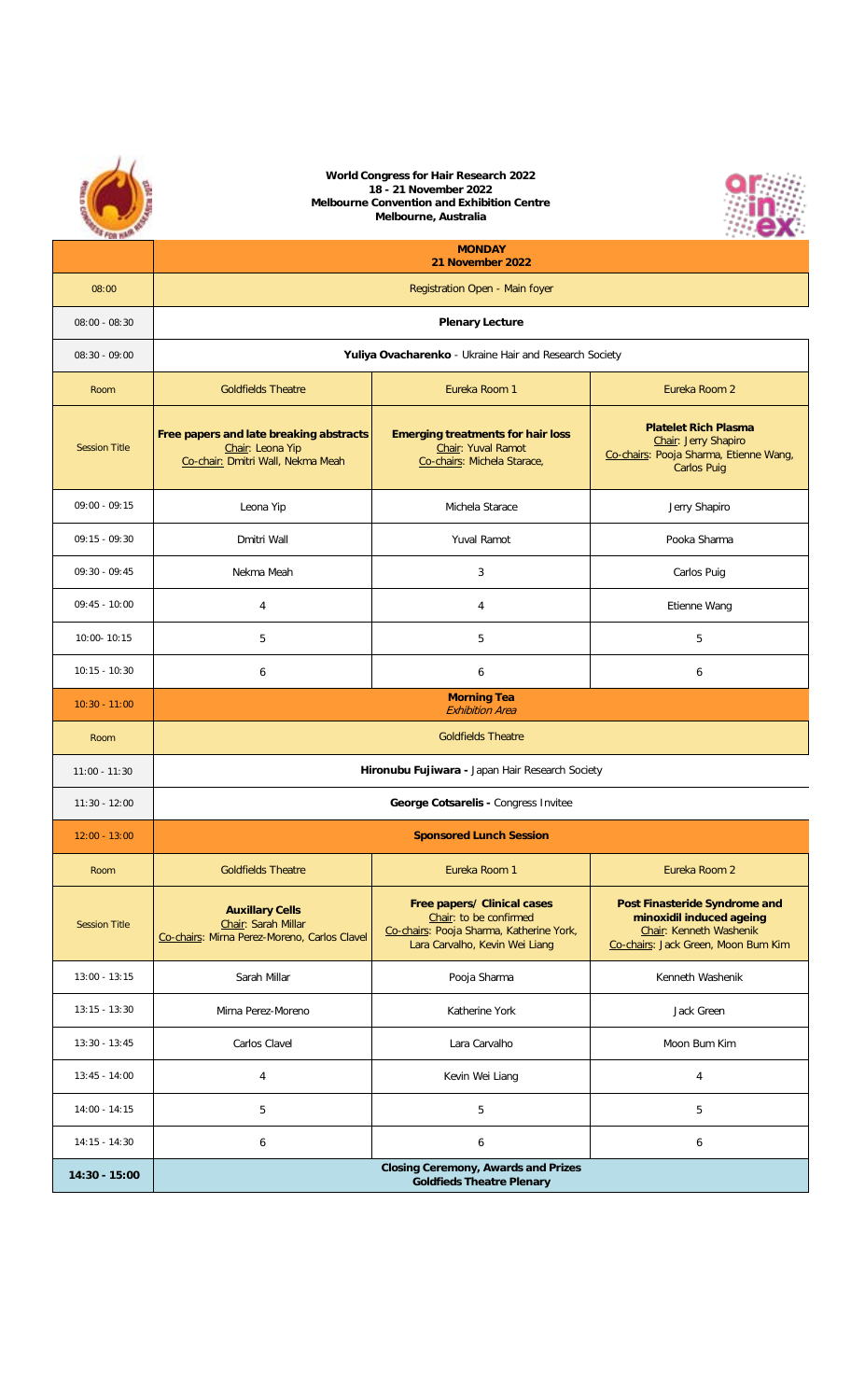**World Congress for Hair Research 2022**
**18 - 21 November 2022**
**Melbourne Convention and Exhibition Centre**
**Melbourne, Australia**

| | | | |
|---|---|---|---|
| | **MONDAY 21 November 2022** | | |
| 08:00 | Registration Open - Main foyer | | |
| 08:00 - 08:30 | **Plenary Lecture** | | |
| 08:30 - 09:00 | **Yuliya Ovacharenko** - Ukraine Hair and Research Society | | |
| Room | Goldfields Theatre | Eureka Room 1 | Eureka Room 2 |
| Session Title | **Free papers and late breaking abstracts** Chair: Leona Yip Co-chair: Dmitri Wall, Nekma Meah | **Emerging treatments for hair loss** Chair: Yuval Ramot Co-chairs: Michela Starace, | **Platelet Rich Plasma** Chair: Jerry Shapiro Co-chairs: Pooja Sharma, Etienne Wang, Carlos Puig |
| 09:00 - 09:15 | Leona Yip | Michela Starace | Jerry Shapiro |
| 09:15 - 09:30 | Dmitri Wall | Yuval Ramot | Pooka Sharma |
| 09:30 - 09:45 | Nekma Meah | 3 | Carlos Puig |
| 09:45 - 10:00 | 4 | 4 | Etienne Wang |
| 10:00- 10:15 | 5 | 5 | 5 |
| 10:15 - 10:30 | 6 | 6 | 6 |
| 10:30 - 11:00 | **Morning Tea** *Exhibition Area* | | |
| Room | Goldfields Theatre | | |
| 11:00 - 11:30 | **Hironubu Fujiwara -** Japan Hair Research Society | | |
| 11:30 - 12:00 | **George Cotsarelis -** Congress Invitee | | |
| 12:00 - 13:00 | **Sponsored Lunch Session** | | |
| Room | Goldfields Theatre | Eureka Room 1 | Eureka Room 2 |
| Session Title | **Auxillary Cells** Chair: Sarah Millar Co-chairs: Mirna Perez-Moreno, Carlos Clavel | **Free papers/ Clinical cases** Chair: to be confirmed Co-chairs: Pooja Sharma, Katherine York, Lara Carvalho, Kevin Wei Liang | **Post Finasteride Syndrome and minoxidil induced ageing** Chair: Kenneth Washenik Co-chairs: Jack Green, Moon Bum Kim |
| 13:00 - 13:15 | Sarah Millar | Pooja Sharma | Kenneth Washenik |
| 13:15 - 13:30 | Mirna Perez-Moreno | Katherine York | Jack Green |
| 13:30 - 13:45 | Carlos Clavel | Lara Carvalho | Moon Bum Kim |
| 13:45 - 14:00 | 4 | Kevin Wei Liang | 4 |
| 14:00 - 14:15 | 5 | 5 | 5 |
| 14:15 - 14:30 | 6 | 6 | 6 |
| **14:30 - 15:00** | **Closing Ceremony, Awards and Prizes Goldfieds Theatre Plenary** | | |